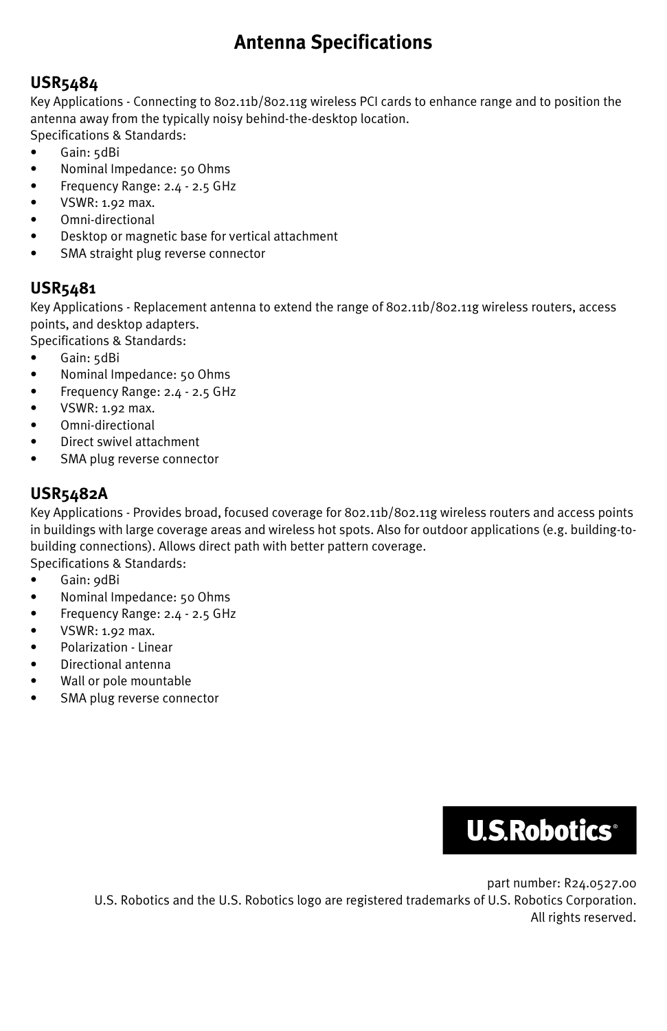# Antenna Specifications

## USR5484

Key Applications - Connecting to 802.11b/802.11g wireless PCI cards to enhance range and to position the antenna away from the typically noisy behind-the-desktop location.

Specifications & Standards:

- Gain: 5dBi
- Nominal Impedance: 50 Ohms
- Frequency Range: 2.4 - 2.5 GHz
- VSWR: 1.92 max.
- Omni-directional
- Desktop or magnetic base for vertical attachment
- SMA straight plug reverse connector

## USR5481

Key Applications - Replacement antenna to extend the range of 802.11b/802.11g wireless routers, access points, and desktop adapters.

Specifications & Standards:

- Gain: 5dBi
- Nominal Impedance: 50 Ohms
- Frequency Range: 2.4 - 2.5 GHz
- VSWR: 1.92 max.
- Omni-directional
- Direct swivel attachment
- SMA plug reverse connector

## USR5482A

Key Applications - Provides broad, focused coverage for 802.11b/802.11g wireless routers and access points in buildings with large coverage areas and wireless hot spots. Also for outdoor applications (e.g. building-to-building connections). Allows direct path with better pattern coverage.

Specifications & Standards:

- Gain: 9dBi
- Nominal Impedance: 50 Ohms
- Frequency Range: 2.4 - 2.5 GHz
- VSWR: 1.92 max.
- Polarization - Linear
- Directional antenna
- Wall or pole mountable
- SMA plug reverse connector

U.S.Robotics®

part number: R24.0527.00
U.S. Robotics and the U.S. Robotics logo are registered trademarks of U.S. Robotics Corporation.
All rights reserved.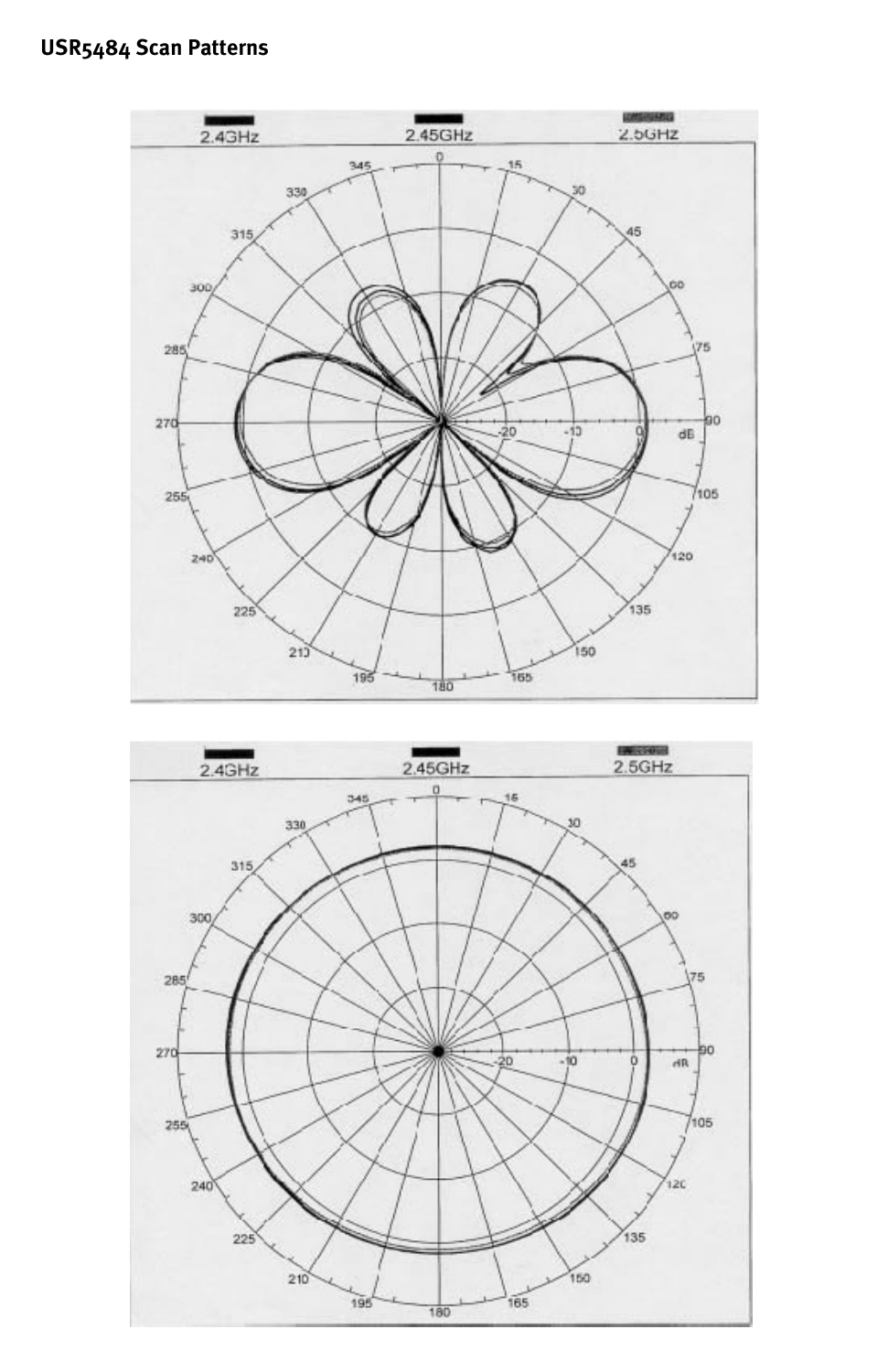## USR5484 Scan Patterns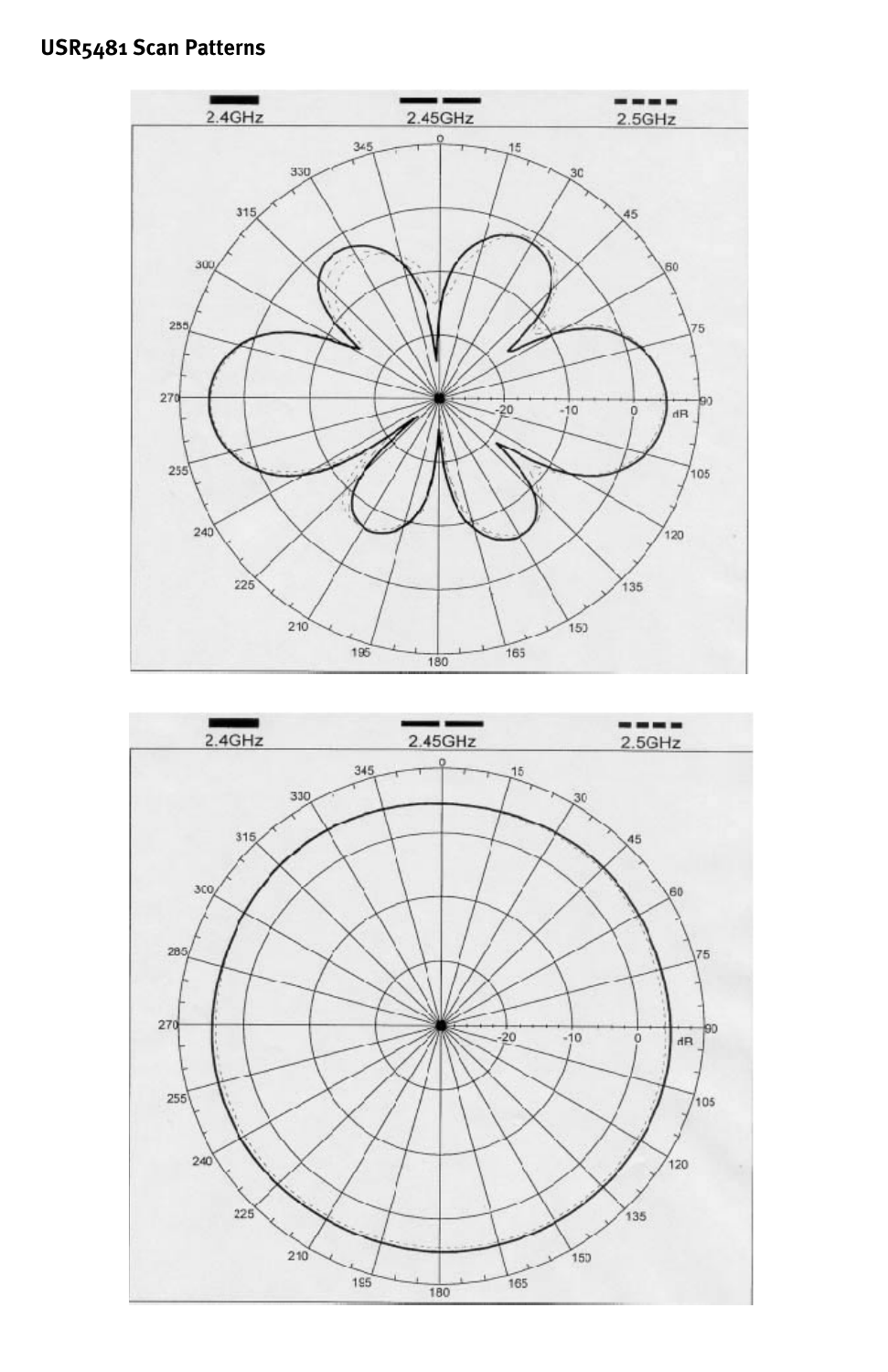**USR5481 Scan Patterns**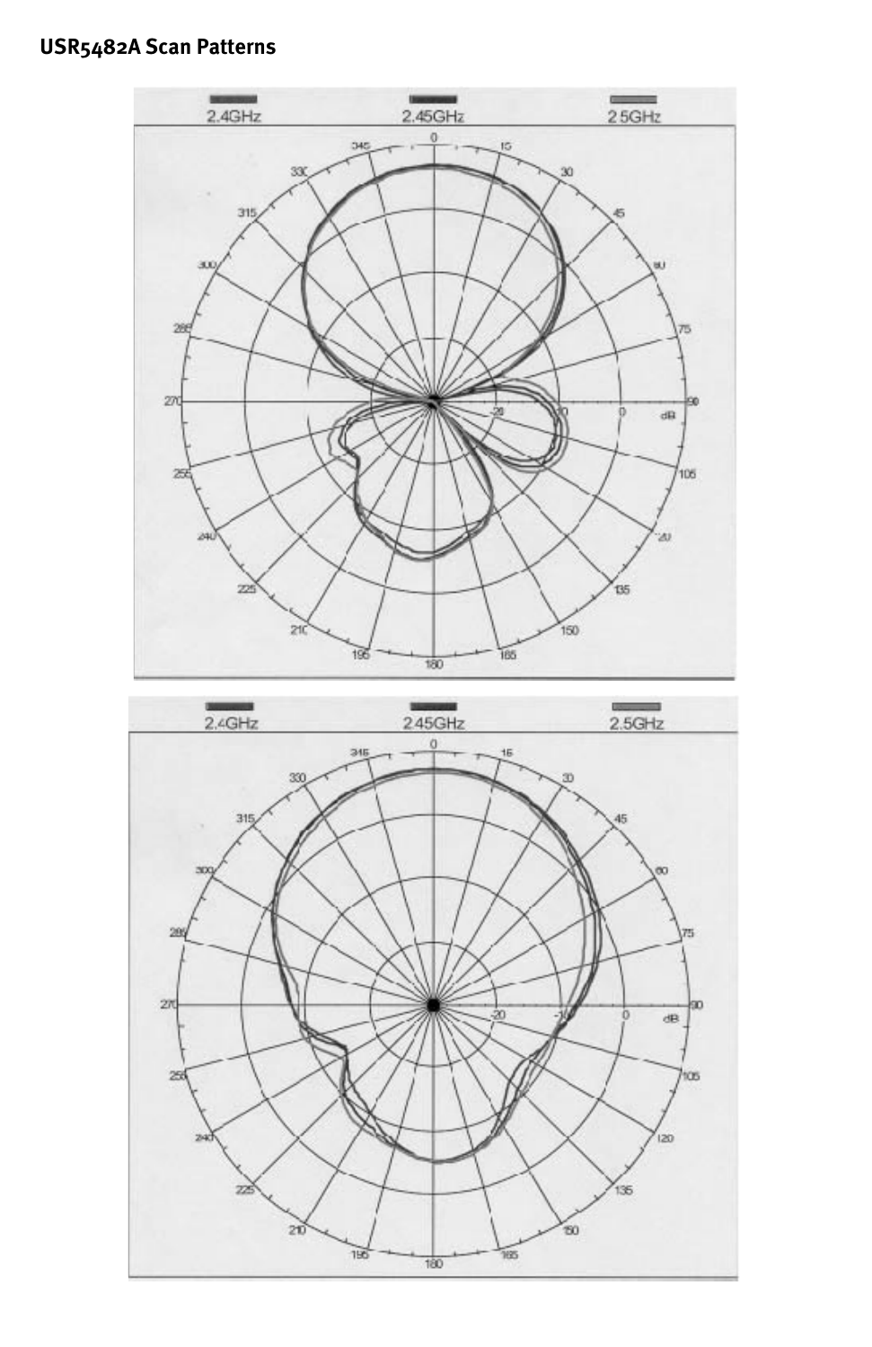**USR5482A Scan Patterns**

2.4GHz
2.45GHz
2.5GHz

0
15
30
45
60
75
90
105
120
135
150
165
180
195
210
225
240
255
270
285
300
315
330
345

-20
-10
0
dB

2.4GHz
2.45GHz
2.5GHz

0
15
30
45
60
75
90
105
120
135
150
165
180
195
210
225
240
255
270
285
300
315
330
345

-20
-10
0
dB